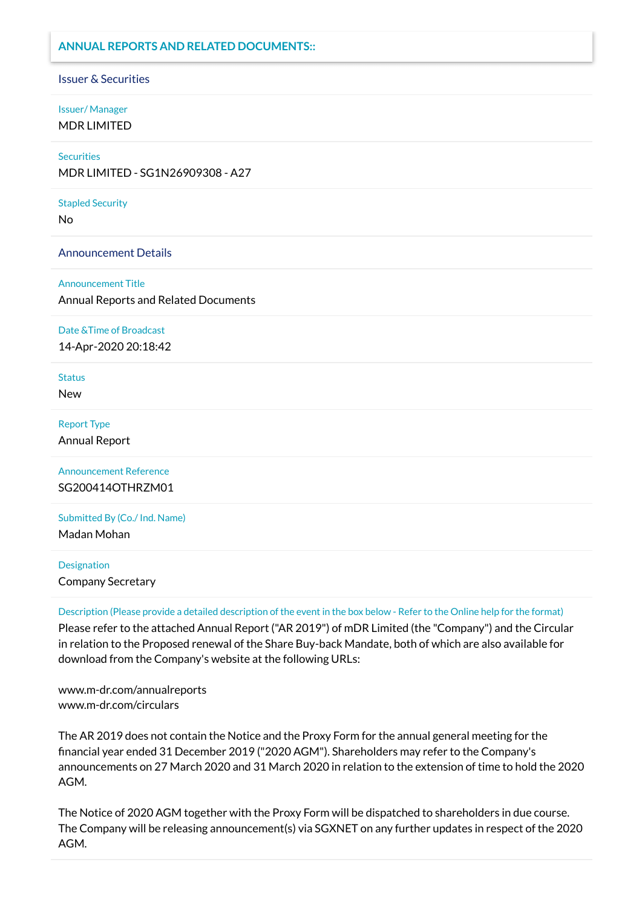## ANNUAL REPORTS AND RELATED DOCUMENTS::

### Issuer & Securities

**Issuer/ Manager**

MDR LIMITED

**Securities**

MDR LIMITED - SG1N26909308 - A27

**Stapled Security**

No

### Announcement Details

**Announcement Title**

Annual Reports and Related Documents

**Date &Time of Broadcast**

14-Apr-2020 20:18:42

**Status**

New

**Report Type**

Annual Report

**Announcement Reference**

SG200414OTHRZM01

**Submitted By (Co./ Ind. Name)**

Madan Mohan

**Designation**

Company Secretary

**Description (Please provide a detailed description of the event in the box below - Refer to the Online help for the format)**

Please refer to the attached Annual Report ("AR 2019") of mDR Limited (the "Company") and the Circular in relation to the Proposed renewal of the Share Buy-back Mandate, both of which are also available for download from the Company's website at the following URLs:

www.m-dr.com/annualreports
www.m-dr.com/circulars

The AR 2019 does not contain the Notice and the Proxy Form for the annual general meeting for the financial year ended 31 December 2019 ("2020 AGM"). Shareholders may refer to the Company's announcements on 27 March 2020 and 31 March 2020 in relation to the extension of time to hold the 2020 AGM.

The Notice of 2020 AGM together with the Proxy Form will be dispatched to shareholders in due course. The Company will be releasing announcement(s) via SGXNET on any further updates in respect of the 2020 AGM.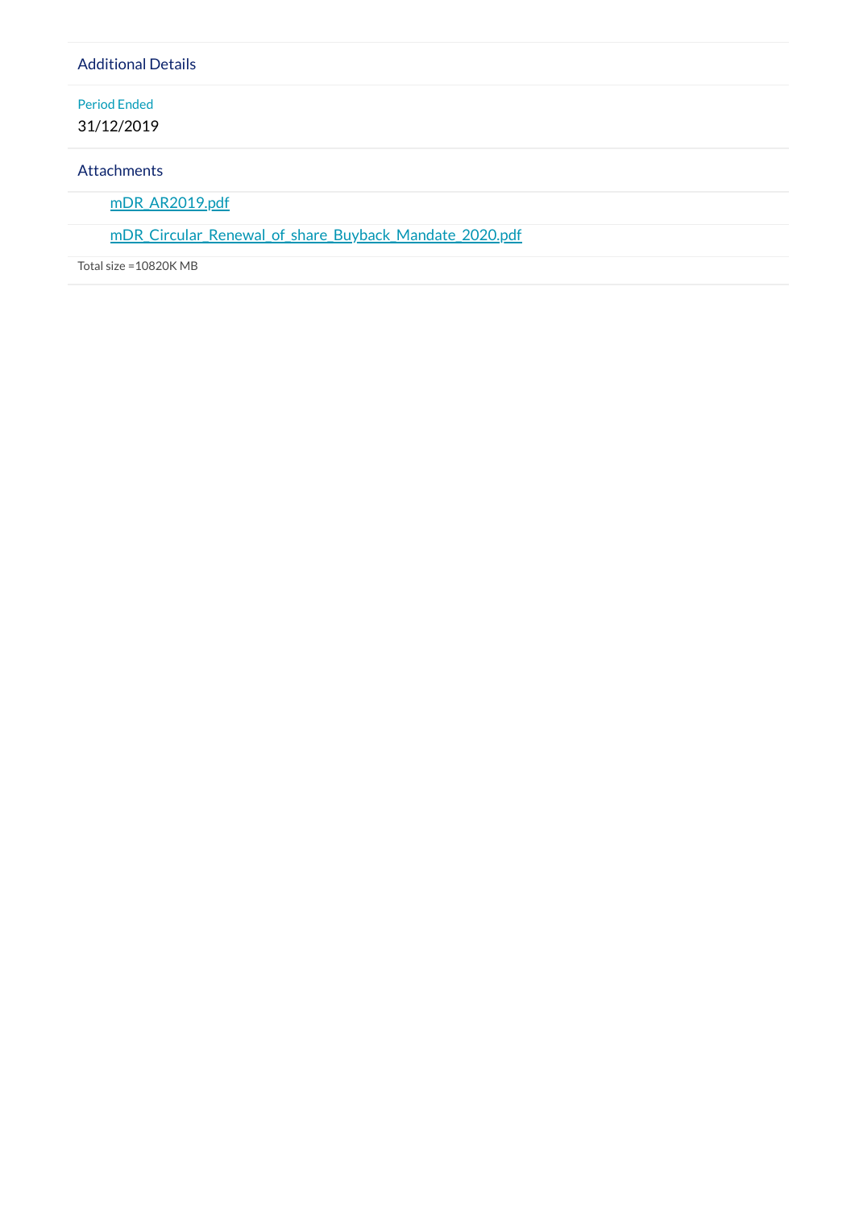## Additional Details

Period Ended

31/12/2019

## Attachments

- mDR_AR2019.pdf
- mDR_Circular_Renewal_of_share_Buyback_Mandate_2020.pdf

Total size =10820K MB